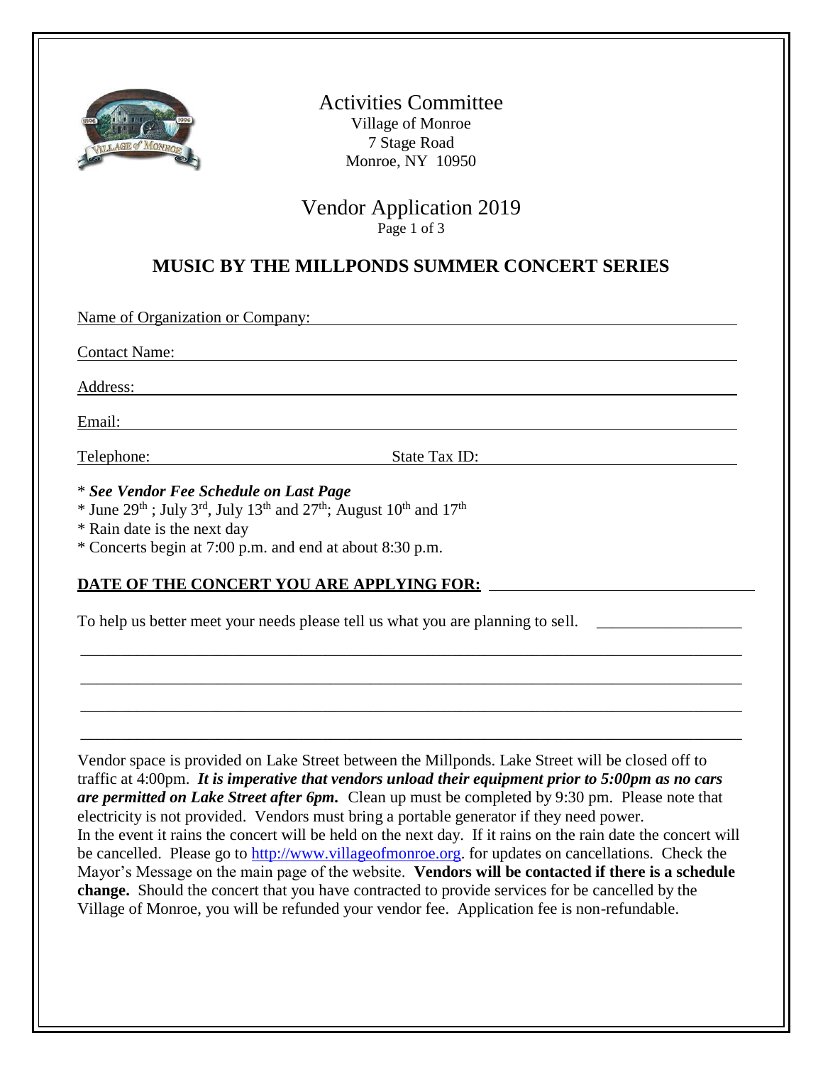# Activities Committee

Village of Monroe
7 Stage Road
Monroe, NY 10950

## Vendor Application 2019

Page 1 of 3

## MUSIC BY THE MILLPONDS SUMMER CONCERT SERIES

Name of Organization or Company: ______________________________________________

Contact Name: ______________________________________________

Address: ______________________________________________

Email: ______________________________________________

Telephone: ______________________ State Tax ID: ______________________

\* ***See Vendor Fee Schedule on Last Page***
\* June 29th ; July 3rd, July 13th and 27th; August 10th and 17th
\* Rain date is the next day
\* Concerts begin at 7:00 p.m. and end at about 8:30 p.m.

**DATE OF THE CONCERT YOU ARE APPLYING FOR:** ______________________

To help us better meet your needs please tell us what you are planning to sell. ______________________

______________________________________________

______________________________________________

______________________________________________

______________________________________________

Vendor space is provided on Lake Street between the Millponds. Lake Street will be closed off to traffic at 4:00pm. ***It is imperative that vendors unload their equipment prior to 5:00pm as no cars are permitted on Lake Street after 6pm.*** Clean up must be completed by 9:30 pm. Please note that electricity is not provided. Vendors must bring a portable generator if they need power.
In the event it rains the concert will be held on the next day. If it rains on the rain date the concert will be cancelled. Please go to http://www.villageofmonroe.org. for updates on cancellations. Check the Mayor's Message on the main page of the website. **Vendors will be contacted if there is a schedule change.** Should the concert that you have contracted to provide services for be cancelled by the Village of Monroe, you will be refunded your vendor fee. Application fee is non-refundable.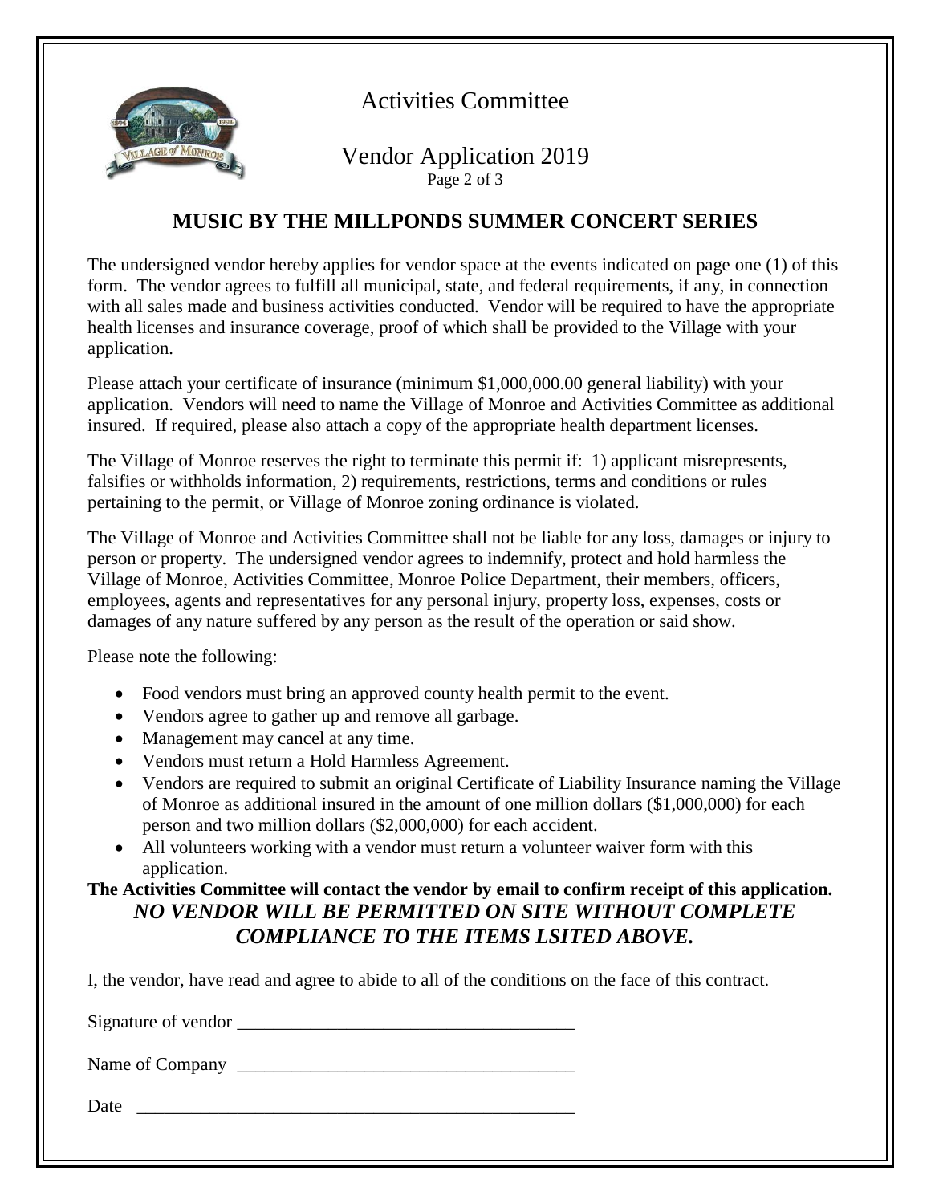# Activities Committee

## Vendor Application 2019

### MUSIC BY THE MILLPONDS SUMMER CONCERT SERIES

The undersigned vendor hereby applies for vendor space at the events indicated on page one (1) of this form. The vendor agrees to fulfill all municipal, state, and federal requirements, if any, in connection with all sales made and business activities conducted. Vendor will be required to have the appropriate health licenses and insurance coverage, proof of which shall be provided to the Village with your application.

Please attach your certificate of insurance (minimum $1,000,000.00 general liability) with your application. Vendors will need to name the Village of Monroe and Activities Committee as additional insured. If required, please also attach a copy of the appropriate health department licenses.

The Village of Monroe reserves the right to terminate this permit if: 1) applicant misrepresents, falsifies or withholds information, 2) requirements, restrictions, terms and conditions or rules pertaining to the permit, or Village of Monroe zoning ordinance is violated.

The Village of Monroe and Activities Committee shall not be liable for any loss, damages or injury to person or property. The undersigned vendor agrees to indemnify, protect and hold harmless the Village of Monroe, Activities Committee, Monroe Police Department, their members, officers, employees, agents and representatives for any personal injury, property loss, expenses, costs or damages of any nature suffered by any person as the result of the operation or said show.

Please note the following:

- Food vendors must bring an approved county health permit to the event.
- Vendors agree to gather up and remove all garbage.
- Management may cancel at any time.
- Vendors must return a Hold Harmless Agreement.
- Vendors are required to submit an original Certificate of Liability Insurance naming the Village of Monroe as additional insured in the amount of one million dollars ($1,000,000) for each person and two million dollars ($2,000,000) for each accident.
- All volunteers working with a vendor must return a volunteer waiver form with this application.

**The Activities Committee will contact the vendor by email to confirm receipt of this application.**

***NO VENDOR WILL BE PERMITTED ON SITE WITHOUT COMPLETE COMPLIANCE TO THE ITEMS LSITED ABOVE.***

I, the vendor, have read and agree to abide to all of the conditions on the face of this contract.

Signature of vendor ____________________________________

Name of Company ____________________________________

Date ________________________________________________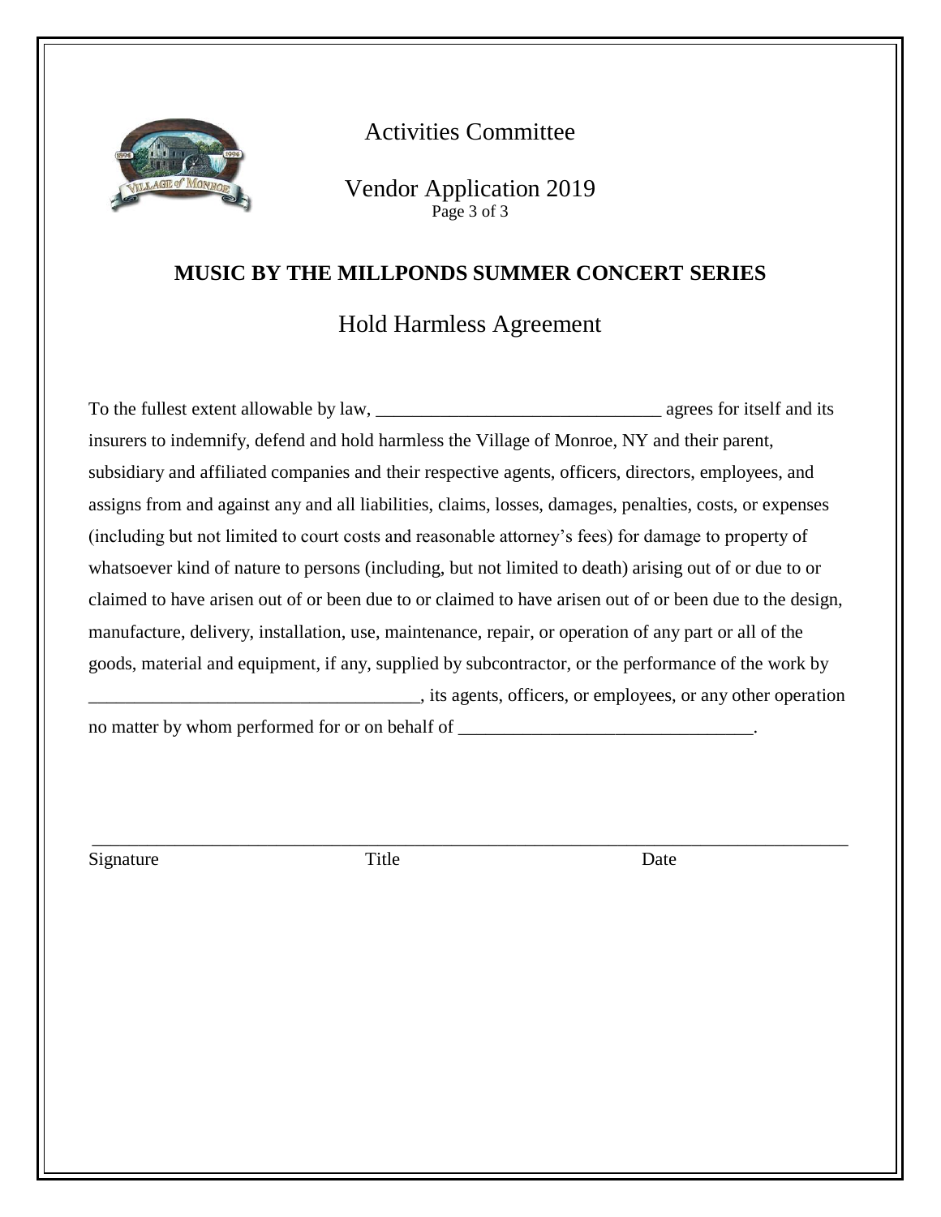Activities Committee

Vendor Application 2019

## MUSIC BY THE MILLPONDS SUMMER CONCERT SERIES

## Hold Harmless Agreement

To the fullest extent allowable by law, _______________________________ agrees for itself and its insurers to indemnify, defend and hold harmless the Village of Monroe, NY and their parent, subsidiary and affiliated companies and their respective agents, officers, directors, employees, and assigns from and against any and all liabilities, claims, losses, damages, penalties, costs, or expenses (including but not limited to court costs and reasonable attorney's fees) for damage to property of whatsoever kind of nature to persons (including, but not limited to death) arising out of or due to or claimed to have arisen out of or been due to or claimed to have arisen out of or been due to the design, manufacture, delivery, installation, use, maintenance, repair, or operation of any part or all of the goods, material and equipment, if any, supplied by subcontractor, or the performance of the work by ___________________________________, its agents, officers, or employees, or any other operation no matter by whom performed for or on behalf of ________________________________.

_____________________________________________________________________________

Signature Title Date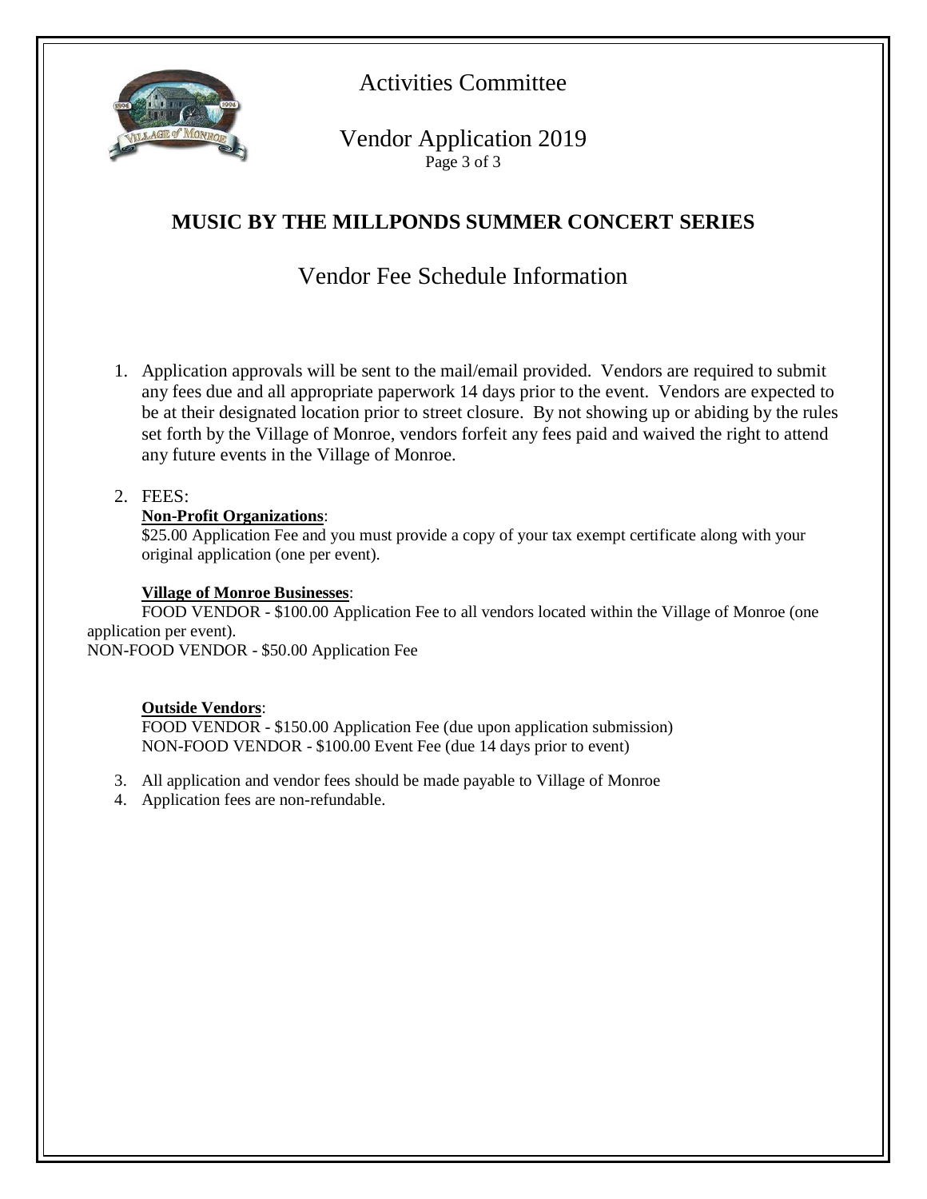Activities Committee

Vendor Application 2019

## MUSIC BY THE MILLPONDS SUMMER CONCERT SERIES

# Vendor Fee Schedule Information

1. Application approvals will be sent to the mail/email provided. Vendors are required to submit any fees due and all appropriate paperwork 14 days prior to the event. Vendors are expected to be at their designated location prior to street closure. By not showing up or abiding by the rules set forth by the Village of Monroe, vendors forfeit any fees paid and waived the right to attend any future events in the Village of Monroe.

2. FEES:

   **Non-Profit Organizations**:
   $25.00 Application Fee and you must provide a copy of your tax exempt certificate along with your original application (one per event).

   **Village of Monroe Businesses**:
   FOOD VENDOR - $100.00 Application Fee to all vendors located within the Village of Monroe (one application per event).
   NON-FOOD VENDOR - $50.00 Application Fee

   **Outside Vendors**:
   FOOD VENDOR - $150.00 Application Fee (due upon application submission)
   NON-FOOD VENDOR - $100.00 Event Fee (due 14 days prior to event)

3. All application and vendor fees should be made payable to Village of Monroe
4. Application fees are non-refundable.